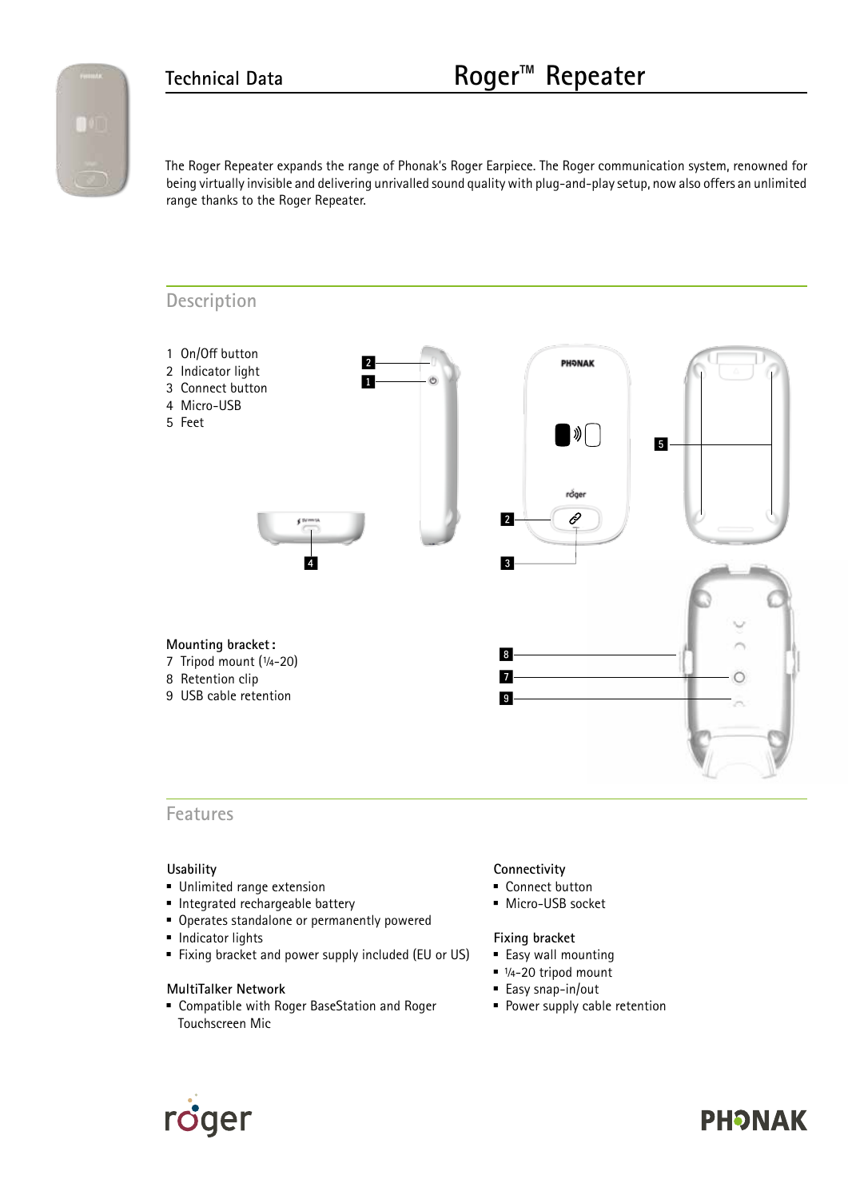# Technical Data — Roger™ Repeater

The Roger Repeater expands the range of Phonak's Roger Earpiece. The Roger communication system, renowned for being virtually invisible and delivering unrivalled sound quality with plug-and-play setup, now also offers an unlimited range thanks to the Roger Repeater.

## Description

1. On/Off button
2. Indicator light
3. Connect button
4. Micro-USB
5. Feet

**Mounting bracket:**

7. Tripod mount (1/4-20)
8. Retention clip
9. USB cable retention

## Features

### Usability

- Unlimited range extension
- Integrated rechargeable battery
- Operates standalone or permanently powered
- Indicator lights
- Fixing bracket and power supply included (EU or US)

### MultiTalker Network

- Compatible with Roger BaseStation and Roger Touchscreen Mic

### Connectivity

- Connect button
- Micro-USB socket

### Fixing bracket

- Easy wall mounting
- 1/4-20 tripod mount
- Easy snap-in/out
- Power supply cable retention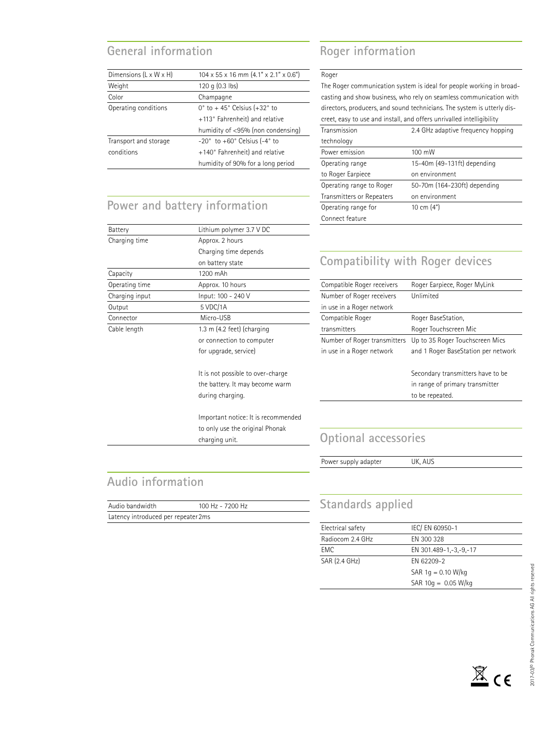## General information

| | |
|---|---|
| Dimensions (L x W x H) | 104 x 55 x 16 mm (4.1" x 2.1" x 0.6") |
| Weight | 120 g (0.3 lbs) |
| Color | Champagne |
| Operating conditions | 0° to + 45° Celsius (+32° to +113° Fahrenheit) and relative humidity of <95% (non condensing) |
| Transport and storage conditions | -20° to +60° Celsius (-4° to +140° Fahrenheit) and relative humidity of 90% for a long period |

## Power and battery information

| | |
|---|---|
| Battery | Lithium polymer 3.7 V DC |
| Charging time | Approx. 2 hours<br>Charging time depends on battery state |
| Capacity | 1200 mAh |
| Operating time | Approx. 10 hours |
| Charging input | Input: 100 - 240 V |
| Output | 5 VDC/1A |
| Connector | Micro-USB |
| Cable length | 1.3 m (4.2 feet) (charging or connection to computer for upgrade, service)<br><br>It is not possible to over-charge the battery. It may become warm during charging.<br><br>Important notice: It is recommended to only use the original Phonak charging unit. |

## Audio information

| | |
|---|---|
| Audio bandwidth | 100 Hz - 7200 Hz |
| Latency introduced per repeater | 2ms |

## Roger information

Roger

The Roger communication system is ideal for people working in broadcasting and show business, who rely on seamless communication with directors, producers, and sound technicians. The system is utterly discreet, easy to use and install, and offers unrivalled intelligibility

| | |
|---|---|
| Transmission technology | 2.4 GHz adaptive frequency hopping |
| Power emission | 100 mW |
| Operating range to Roger Earpiece | 15-40m (49-131ft) depending on environment |
| Operating range to Roger Transmitters or Repeaters | 50-70m (164-230ft) depending on environment |
| Operating range for Connect feature | 10 cm (4") |

## Compatibility with Roger devices

| | |
|---|---|
| Compatible Roger receivers | Roger Earpiece, Roger MyLink |
| Number of Roger receivers in use in a Roger network | Unlimited |
| Compatible Roger transmitters | Roger BaseStation, Roger Touchscreen Mic |
| Number of Roger transmitters in use in a Roger network | Up to 35 Roger Touchscreen Mics and 1 Roger BaseStation per network<br><br>Secondary transmitters have to be in range of primary transmitter to be repeated. |

## Optional accessories

| | |
|---|---|
| Power supply adapter | UK, AUS |

## Standards applied

| | |
|---|---|
| Electrical safety | IEC/ EN 60950-1 |
| Radiocom 2.4 GHz | EN 300 328 |
| EMC | EN 301.489-1,-3,-9,-17 |
| SAR (2.4 GHz) | EN 62209-2<br>SAR 1g = 0.10 W/kg<br>SAR 10g = 0.05 W/kg |

2017-03/© Phonak Communications AG All rights reserved